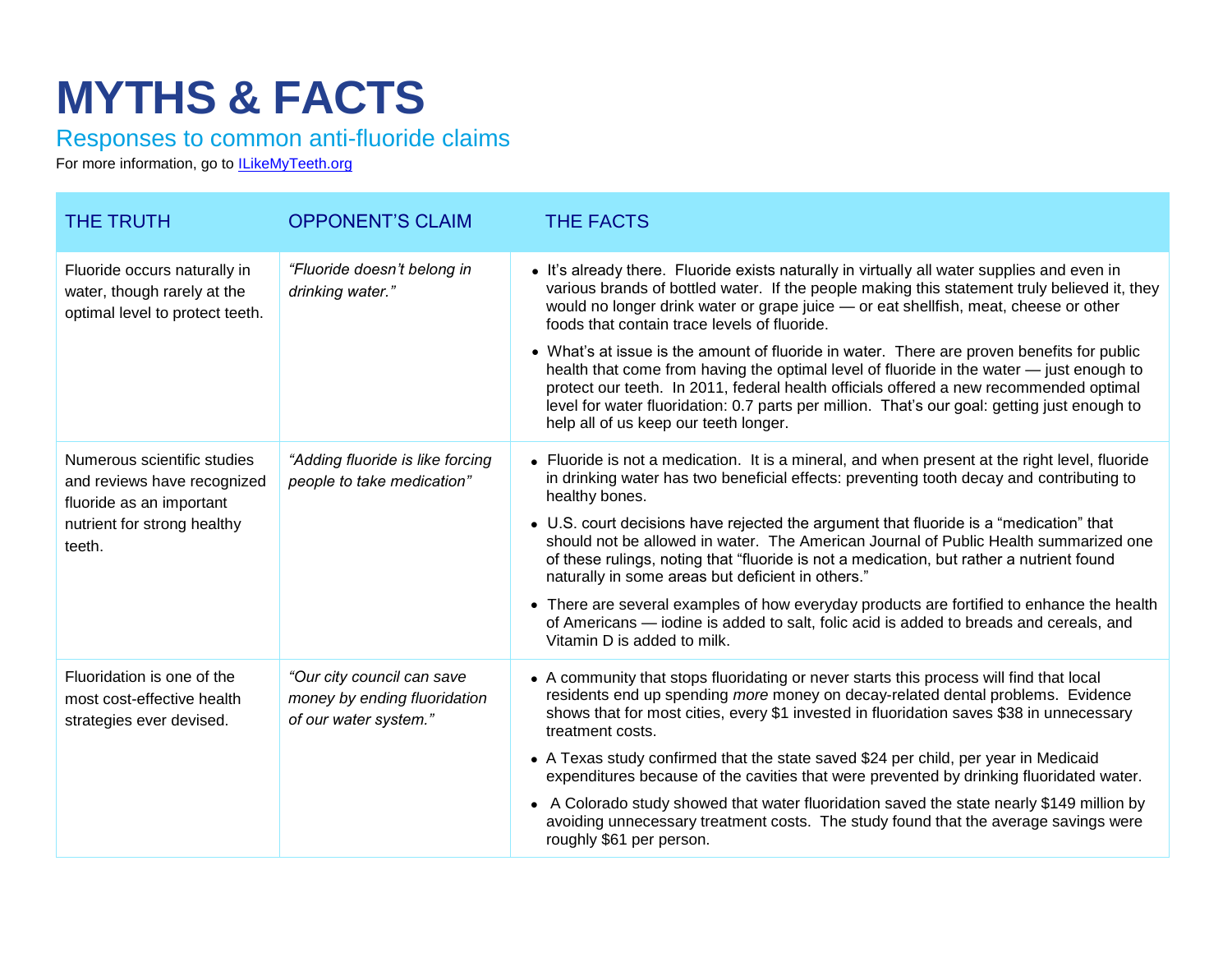# MYTHS & FACTS

## Responses to common anti-fluoride claims

For more information, go to [ILikeMyTeeth.org](ILikeMyTeeth.org)

| THE TRUTH | OPPONENT'S CLAIM | THE FACTS |
|---|---|---|
| Fluoride occurs naturally in water, though rarely at the optimal level to protect teeth. | *"Fluoride doesn't belong in drinking water."* | • It's already there. Fluoride exists naturally in virtually all water supplies and even in various brands of bottled water. If the people making this statement truly believed it, they would no longer drink water or grape juice — or eat shellfish, meat, cheese or other foods that contain trace levels of fluoride.<br>• What's at issue is the amount of fluoride in water. There are proven benefits for public health that come from having the optimal level of fluoride in the water — just enough to protect our teeth. In 2011, federal health officials offered a new recommended optimal level for water fluoridation: 0.7 parts per million. That's our goal: getting just enough to help all of us keep our teeth longer. |
| Numerous scientific studies and reviews have recognized fluoride as an important nutrient for strong healthy teeth. | *"Adding fluoride is like forcing people to take medication"* | • Fluoride is not a medication. It is a mineral, and when present at the right level, fluoride in drinking water has two beneficial effects: preventing tooth decay and contributing to healthy bones.<br>• U.S. court decisions have rejected the argument that fluoride is a "medication" that should not be allowed in water. The American Journal of Public Health summarized one of these rulings, noting that "fluoride is not a medication, but rather a nutrient found naturally in some areas but deficient in others."<br>• There are several examples of how everyday products are fortified to enhance the health of Americans — iodine is added to salt, folic acid is added to breads and cereals, and Vitamin D is added to milk. |
| Fluoridation is one of the most cost-effective health strategies ever devised. | *"Our city council can save money by ending fluoridation of our water system."* | • A community that stops fluoridating or never starts this process will find that local residents end up spending *more* money on decay-related dental problems. Evidence shows that for most cities, every $1 invested in fluoridation saves $38 in unnecessary treatment costs.<br>• A Texas study confirmed that the state saved $24 per child, per year in Medicaid expenditures because of the cavities that were prevented by drinking fluoridated water.<br>• A Colorado study showed that water fluoridation saved the state nearly $149 million by avoiding unnecessary treatment costs. The study found that the average savings were roughly $61 per person. |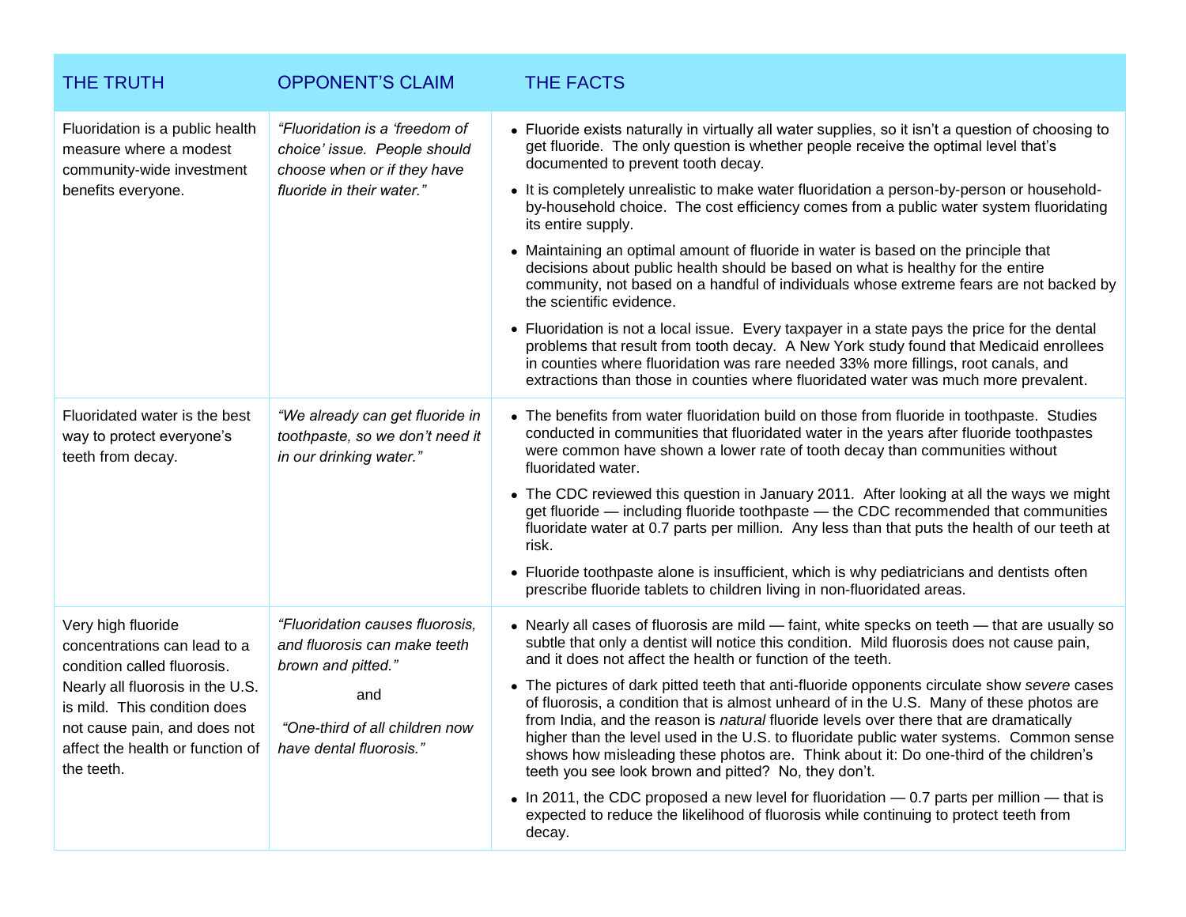| THE TRUTH | OPPONENT'S CLAIM | THE FACTS |
|---|---|---|
| Fluoridation is a public health measure where a modest community-wide investment benefits everyone. | *"Fluoridation is a 'freedom of choice' issue. People should choose when or if they have fluoride in their water."* | • Fluoride exists naturally in virtually all water supplies, so it isn't a question of choosing to get fluoride. The only question is whether people receive the optimal level that's documented to prevent tooth decay.<br>• It is completely unrealistic to make water fluoridation a person-by-person or household-by-household choice. The cost efficiency comes from a public water system fluoridating its entire supply.<br>• Maintaining an optimal amount of fluoride in water is based on the principle that decisions about public health should be based on what is healthy for the entire community, not based on a handful of individuals whose extreme fears are not backed by the scientific evidence.<br>• Fluoridation is not a local issue. Every taxpayer in a state pays the price for the dental problems that result from tooth decay. A New York study found that Medicaid enrollees in counties where fluoridation was rare needed 33% more fillings, root canals, and extractions than those in counties where fluoridated water was much more prevalent. |
| Fluoridated water is the best way to protect everyone's teeth from decay. | *"We already can get fluoride in toothpaste, so we don't need it in our drinking water."* | • The benefits from water fluoridation build on those from fluoride in toothpaste. Studies conducted in communities that fluoridated water in the years after fluoride toothpastes were common have shown a lower rate of tooth decay than communities without fluoridated water.<br>• The CDC reviewed this question in January 2011. After looking at all the ways we might get fluoride — including fluoride toothpaste — the CDC recommended that communities fluoridate water at 0.7 parts per million. Any less than that puts the health of our teeth at risk.<br>• Fluoride toothpaste alone is insufficient, which is why pediatricians and dentists often prescribe fluoride tablets to children living in non-fluoridated areas. |
| Very high fluoride concentrations can lead to a condition called fluorosis. Nearly all fluorosis in the U.S. is mild. This condition does not cause pain, and does not affect the health or function of the teeth. | *"Fluoridation causes fluorosis, and fluorosis can make teeth brown and pitted."*<br>and<br>*"One-third of all children now have dental fluorosis."* | • Nearly all cases of fluorosis are mild — faint, white specks on teeth — that are usually so subtle that only a dentist will notice this condition. Mild fluorosis does not cause pain, and it does not affect the health or function of the teeth.<br>• The pictures of dark pitted teeth that anti-fluoride opponents circulate show *severe* cases of fluorosis, a condition that is almost unheard of in the U.S. Many of these photos are from India, and the reason is *natural* fluoride levels over there that are dramatically higher than the level used in the U.S. to fluoridate public water systems. Common sense shows how misleading these photos are. Think about it: Do one-third of the children's teeth you see look brown and pitted? No, they don't.<br>• In 2011, the CDC proposed a new level for fluoridation — 0.7 parts per million — that is expected to reduce the likelihood of fluorosis while continuing to protect teeth from decay. |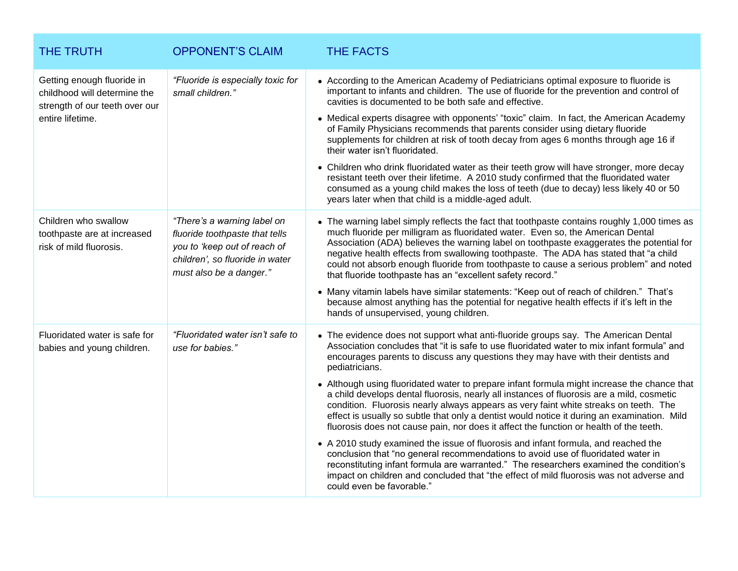| THE TRUTH | OPPONENT'S CLAIM | THE FACTS |
|---|---|---|
| Getting enough fluoride in childhood will determine the strength of our teeth over our entire lifetime. | *"Fluoride is especially toxic for small children."* | • According to the American Academy of Pediatricians optimal exposure to fluoride is important to infants and children. The use of fluoride for the prevention and control of cavities is documented to be both safe and effective.<br>• Medical experts disagree with opponents' "toxic" claim. In fact, the American Academy of Family Physicians recommends that parents consider using dietary fluoride supplements for children at risk of tooth decay from ages 6 months through age 16 if their water isn't fluoridated.<br>• Children who drink fluoridated water as their teeth grow will have stronger, more decay resistant teeth over their lifetime. A 2010 study confirmed that the fluoridated water consumed as a young child makes the loss of teeth (due to decay) less likely 40 or 50 years later when that child is a middle-aged adult. |
| Children who swallow toothpaste are at increased risk of mild fluorosis. | *"There's a warning label on fluoride toothpaste that tells you to 'keep out of reach of children', so fluoride in water must also be a danger."* | • The warning label simply reflects the fact that toothpaste contains roughly 1,000 times as much fluoride per milligram as fluoridated water. Even so, the American Dental Association (ADA) believes the warning label on toothpaste exaggerates the potential for negative health effects from swallowing toothpaste. The ADA has stated that "a child could not absorb enough fluoride from toothpaste to cause a serious problem" and noted that fluoride toothpaste has an "excellent safety record."<br>• Many vitamin labels have similar statements: "Keep out of reach of children." That's because almost anything has the potential for negative health effects if it's left in the hands of unsupervised, young children. |
| Fluoridated water is safe for babies and young children. | *"Fluoridated water isn't safe to use for babies."* | • The evidence does not support what anti-fluoride groups say. The American Dental Association concludes that "it is safe to use fluoridated water to mix infant formula" and encourages parents to discuss any questions they may have with their dentists and pediatricians.<br>• Although using fluoridated water to prepare infant formula might increase the chance that a child develops dental fluorosis, nearly all instances of fluorosis are a mild, cosmetic condition. Fluorosis nearly always appears as very faint white streaks on teeth. The effect is usually so subtle that only a dentist would notice it during an examination. Mild fluorosis does not cause pain, nor does it affect the function or health of the teeth.<br>• A 2010 study examined the issue of fluorosis and infant formula, and reached the conclusion that "no general recommendations to avoid use of fluoridated water in reconstituting infant formula are warranted." The researchers examined the condition's impact on children and concluded that "the effect of mild fluorosis was not adverse and could even be favorable." |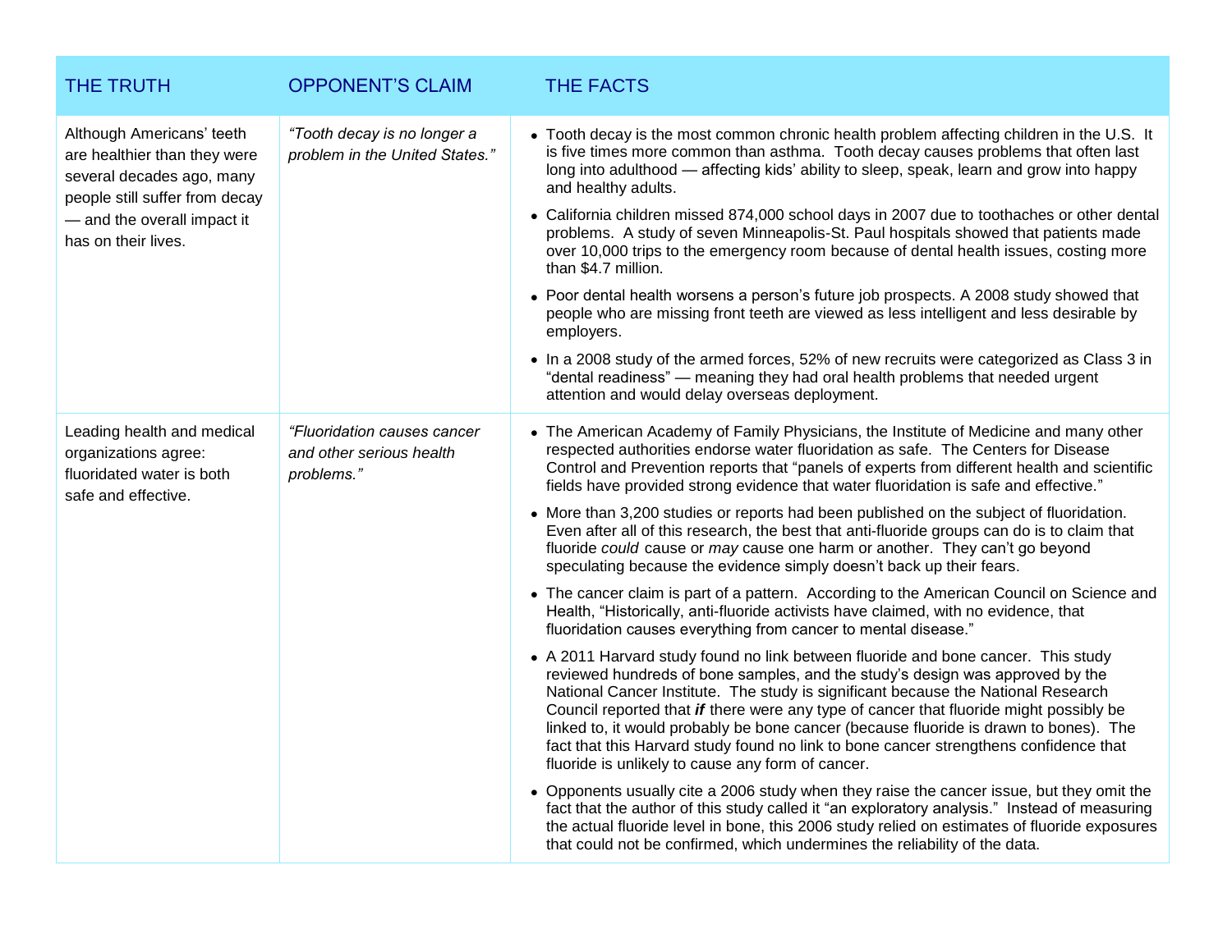| THE TRUTH | OPPONENT'S CLAIM | THE FACTS |
|---|---|---|
| Although Americans' teeth are healthier than they were several decades ago, many people still suffer from decay — and the overall impact it has on their lives. | *"Tooth decay is no longer a problem in the United States."* | • Tooth decay is the most common chronic health problem affecting children in the U.S. It is five times more common than asthma. Tooth decay causes problems that often last long into adulthood — affecting kids' ability to sleep, speak, learn and grow into happy and healthy adults.<br>• California children missed 874,000 school days in 2007 due to toothaches or other dental problems. A study of seven Minneapolis-St. Paul hospitals showed that patients made over 10,000 trips to the emergency room because of dental health issues, costing more than $4.7 million.<br>• Poor dental health worsens a person's future job prospects. A 2008 study showed that people who are missing front teeth are viewed as less intelligent and less desirable by employers.<br>• In a 2008 study of the armed forces, 52% of new recruits were categorized as Class 3 in "dental readiness" — meaning they had oral health problems that needed urgent attention and would delay overseas deployment. |
| Leading health and medical organizations agree: fluoridated water is both safe and effective. | *"Fluoridation causes cancer and other serious health problems."* | • The American Academy of Family Physicians, the Institute of Medicine and many other respected authorities endorse water fluoridation as safe. The Centers for Disease Control and Prevention reports that "panels of experts from different health and scientific fields have provided strong evidence that water fluoridation is safe and effective."<br>• More than 3,200 studies or reports had been published on the subject of fluoridation. Even after all of this research, the best that anti-fluoride groups can do is to claim that fluoride *could* cause or *may* cause one harm or another. They can't go beyond speculating because the evidence simply doesn't back up their fears.<br>• The cancer claim is part of a pattern. According to the American Council on Science and Health, "Historically, anti-fluoride activists have claimed, with no evidence, that fluoridation causes everything from cancer to mental disease."<br>• A 2011 Harvard study found no link between fluoride and bone cancer. This study reviewed hundreds of bone samples, and the study's design was approved by the National Cancer Institute. The study is significant because the National Research Council reported that ***if*** there were any type of cancer that fluoride might possibly be linked to, it would probably be bone cancer (because fluoride is drawn to bones). The fact that this Harvard study found no link to bone cancer strengthens confidence that fluoride is unlikely to cause any form of cancer.<br>• Opponents usually cite a 2006 study when they raise the cancer issue, but they omit the fact that the author of this study called it "an exploratory analysis." Instead of measuring the actual fluoride level in bone, this 2006 study relied on estimates of fluoride exposures that could not be confirmed, which undermines the reliability of the data. |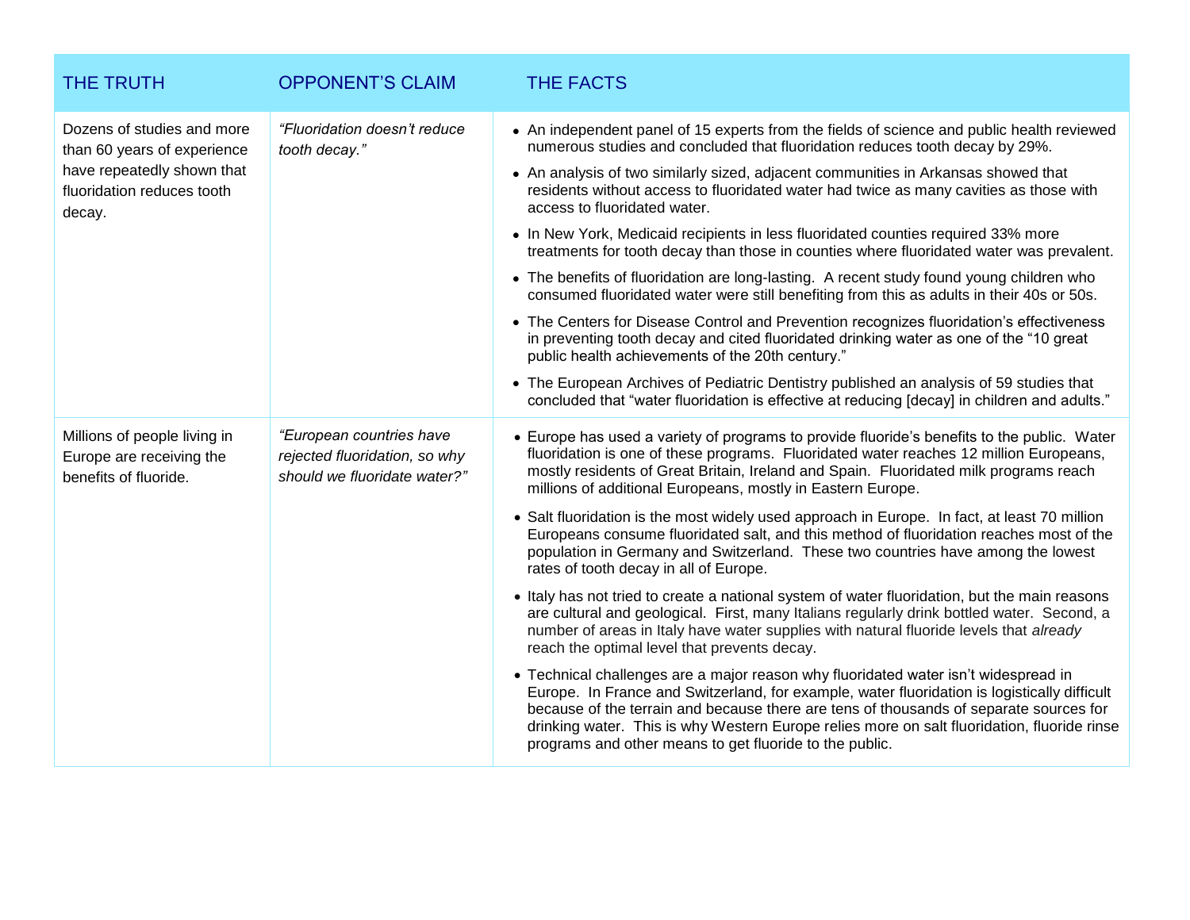| THE TRUTH | OPPONENT'S CLAIM | THE FACTS |
|---|---|---|
| Dozens of studies and more than 60 years of experience have repeatedly shown that fluoridation reduces tooth decay. | *"Fluoridation doesn't reduce tooth decay."* | • An independent panel of 15 experts from the fields of science and public health reviewed numerous studies and concluded that fluoridation reduces tooth decay by 29%.<br>• An analysis of two similarly sized, adjacent communities in Arkansas showed that residents without access to fluoridated water had twice as many cavities as those with access to fluoridated water.<br>• In New York, Medicaid recipients in less fluoridated counties required 33% more treatments for tooth decay than those in counties where fluoridated water was prevalent.<br>• The benefits of fluoridation are long-lasting. A recent study found young children who consumed fluoridated water were still benefiting from this as adults in their 40s or 50s.<br>• The Centers for Disease Control and Prevention recognizes fluoridation's effectiveness in preventing tooth decay and cited fluoridated drinking water as one of the "10 great public health achievements of the 20th century."<br>• The European Archives of Pediatric Dentistry published an analysis of 59 studies that concluded that "water fluoridation is effective at reducing [decay] in children and adults." |
| Millions of people living in Europe are receiving the benefits of fluoride. | *"European countries have rejected fluoridation, so why should we fluoridate water?"* | • Europe has used a variety of programs to provide fluoride's benefits to the public. Water fluoridation is one of these programs. Fluoridated water reaches 12 million Europeans, mostly residents of Great Britain, Ireland and Spain. Fluoridated milk programs reach millions of additional Europeans, mostly in Eastern Europe.<br>• Salt fluoridation is the most widely used approach in Europe. In fact, at least 70 million Europeans consume fluoridated salt, and this method of fluoridation reaches most of the population in Germany and Switzerland. These two countries have among the lowest rates of tooth decay in all of Europe.<br>• Italy has not tried to create a national system of water fluoridation, but the main reasons are cultural and geological. First, many Italians regularly drink bottled water. Second, a number of areas in Italy have water supplies with natural fluoride levels that *already* reach the optimal level that prevents decay.<br>• Technical challenges are a major reason why fluoridated water isn't widespread in Europe. In France and Switzerland, for example, water fluoridation is logistically difficult because of the terrain and because there are tens of thousands of separate sources for drinking water. This is why Western Europe relies more on salt fluoridation, fluoride rinse programs and other means to get fluoride to the public. |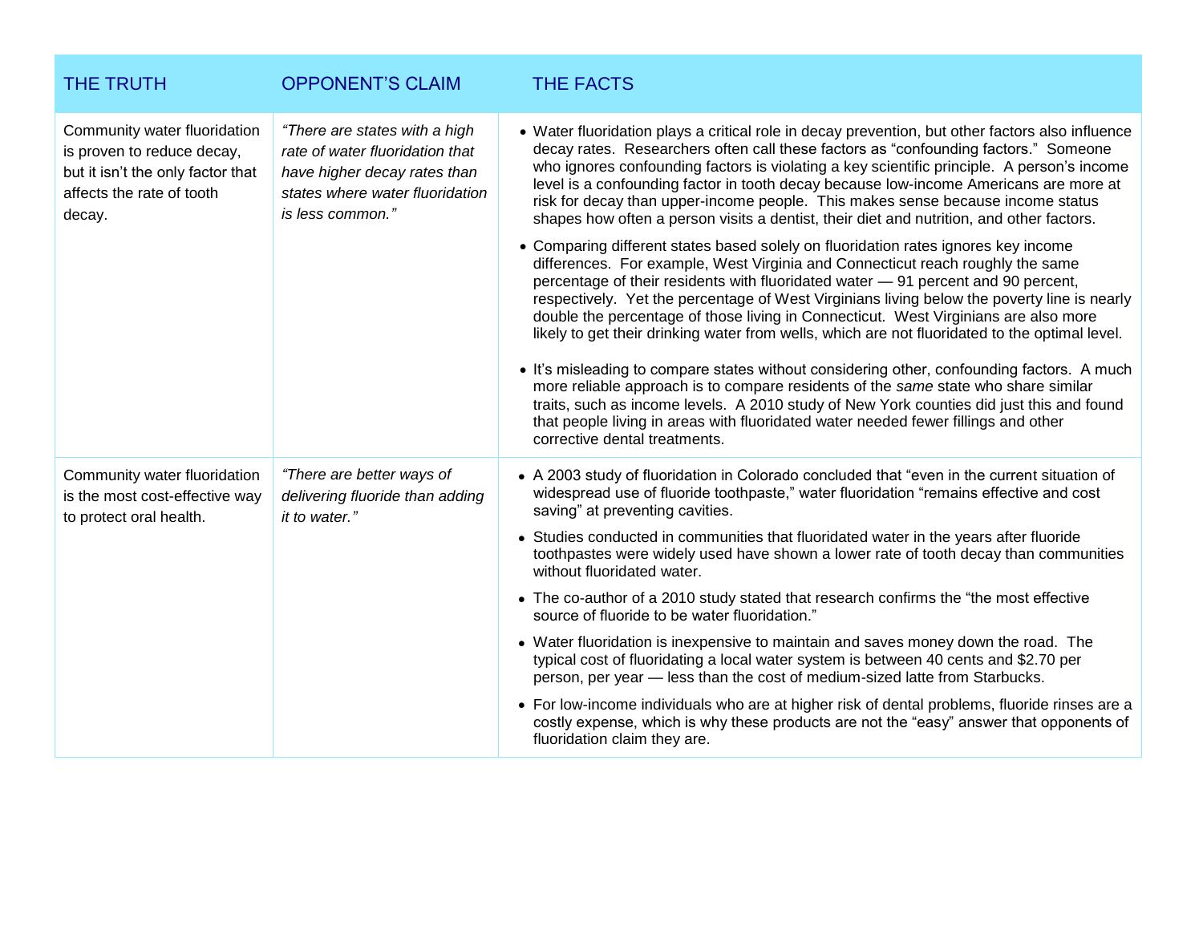| THE TRUTH | OPPONENT'S CLAIM | THE FACTS |
| --- | --- | --- |
| Community water fluoridation is proven to reduce decay, but it isn't the only factor that affects the rate of tooth decay. | *"There are states with a high rate of water fluoridation that have higher decay rates than states where water fluoridation is less common."* | • Water fluoridation plays a critical role in decay prevention, but other factors also influence decay rates. Researchers often call these factors as "confounding factors." Someone who ignores confounding factors is violating a key scientific principle. A person's income level is a confounding factor in tooth decay because low-income Americans are more at risk for decay than upper-income people. This makes sense because income status shapes how often a person visits a dentist, their diet and nutrition, and other factors.<br><br>• Comparing different states based solely on fluoridation rates ignores key income differences. For example, West Virginia and Connecticut reach roughly the same percentage of their residents with fluoridated water — 91 percent and 90 percent, respectively. Yet the percentage of West Virginians living below the poverty line is nearly double the percentage of those living in Connecticut. West Virginians are also more likely to get their drinking water from wells, which are not fluoridated to the optimal level.<br><br>• It's misleading to compare states without considering other, confounding factors. A much more reliable approach is to compare residents of the *same* state who share similar traits, such as income levels. A 2010 study of New York counties did just this and found that people living in areas with fluoridated water needed fewer fillings and other corrective dental treatments. |
| Community water fluoridation is the most cost-effective way to protect oral health. | *"There are better ways of delivering fluoride than adding it to water."* | • A 2003 study of fluoridation in Colorado concluded that "even in the current situation of widespread use of fluoride toothpaste," water fluoridation "remains effective and cost saving" at preventing cavities.<br><br>• Studies conducted in communities that fluoridated water in the years after fluoride toothpastes were widely used have shown a lower rate of tooth decay than communities without fluoridated water.<br><br>• The co-author of a 2010 study stated that research confirms the "the most effective source of fluoride to be water fluoridation."<br><br>• Water fluoridation is inexpensive to maintain and saves money down the road. The typical cost of fluoridating a local water system is between 40 cents and $2.70 per person, per year — less than the cost of medium-sized latte from Starbucks.<br><br>• For low-income individuals who are at higher risk of dental problems, fluoride rinses are a costly expense, which is why these products are not the "easy" answer that opponents of fluoridation claim they are. |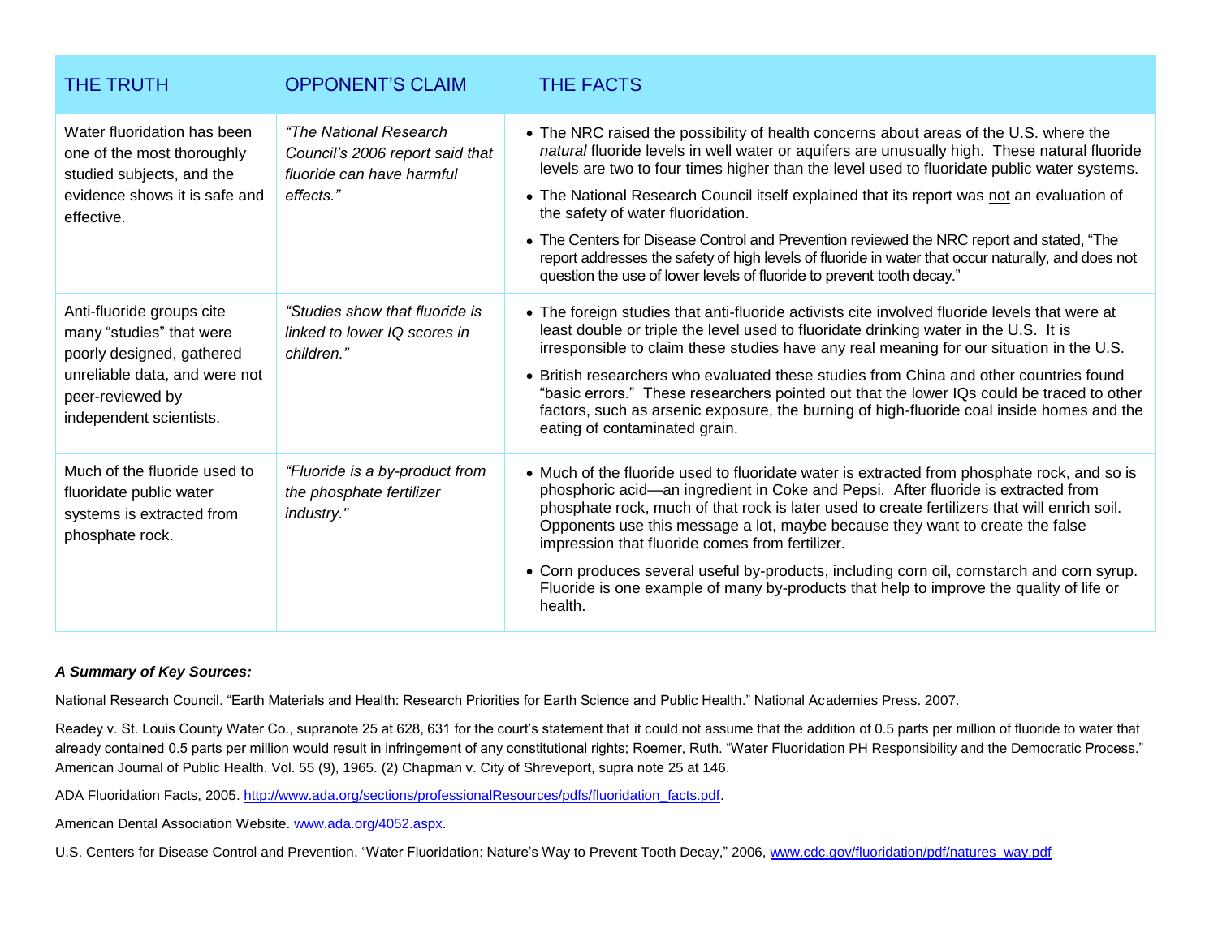| THE TRUTH | OPPONENT'S CLAIM | THE FACTS |
|---|---|---|
| Water fluoridation has been one of the most thoroughly studied subjects, and the evidence shows it is safe and effective. | *"The National Research Council's 2006 report said that fluoride can have harmful effects."* | • The NRC raised the possibility of health concerns about areas of the U.S. where the *natural* fluoride levels in well water or aquifers are unusually high. These natural fluoride levels are two to four times higher than the level used to fluoridate public water systems.<br>• The National Research Council itself explained that its report was <u>not</u> an evaluation of the safety of water fluoridation.<br>• The Centers for Disease Control and Prevention reviewed the NRC report and stated, "The report addresses the safety of high levels of fluoride in water that occur naturally, and does not question the use of lower levels of fluoride to prevent tooth decay." |
| Anti-fluoride groups cite many "studies" that were poorly designed, gathered unreliable data, and were not peer-reviewed by independent scientists. | *"Studies show that fluoride is linked to lower IQ scores in children."* | • The foreign studies that anti-fluoride activists cite involved fluoride levels that were at least double or triple the level used to fluoridate drinking water in the U.S. It is irresponsible to claim these studies have any real meaning for our situation in the U.S.<br>• British researchers who evaluated these studies from China and other countries found "basic errors." These researchers pointed out that the lower IQs could be traced to other factors, such as arsenic exposure, the burning of high-fluoride coal inside homes and the eating of contaminated grain. |
| Much of the fluoride used to fluoridate public water systems is extracted from phosphate rock. | *"Fluoride is a by-product from the phosphate fertilizer industry."* | • Much of the fluoride used to fluoridate water is extracted from phosphate rock, and so is phosphoric acid—an ingredient in Coke and Pepsi. After fluoride is extracted from phosphate rock, much of that rock is later used to create fertilizers that will enrich soil. Opponents use this message a lot, maybe because they want to create the false impression that fluoride comes from fertilizer.<br>• Corn produces several useful by-products, including corn oil, cornstarch and corn syrup. Fluoride is one example of many by-products that help to improve the quality of life or health. |

***A Summary of Key Sources:***

National Research Council. "Earth Materials and Health: Research Priorities for Earth Science and Public Health." National Academies Press. 2007.

Readey v. St. Louis County Water Co., supranote 25 at 628, 631 for the court's statement that it could not assume that the addition of 0.5 parts per million of fluoride to water that already contained 0.5 parts per million would result in infringement of any constitutional rights; Roemer, Ruth. "Water Fluoridation PH Responsibility and the Democratic Process." American Journal of Public Health. Vol. 55 (9), 1965. (2) Chapman v. City of Shreveport, supra note 25 at 146.

ADA Fluoridation Facts, 2005. http://www.ada.org/sections/professionalResources/pdfs/fluoridation_facts.pdf.

American Dental Association Website. www.ada.org/4052.aspx.

U.S. Centers for Disease Control and Prevention. "Water Fluoridation: Nature's Way to Prevent Tooth Decay," 2006, www.cdc.gov/fluoridation/pdf/natures_way.pdf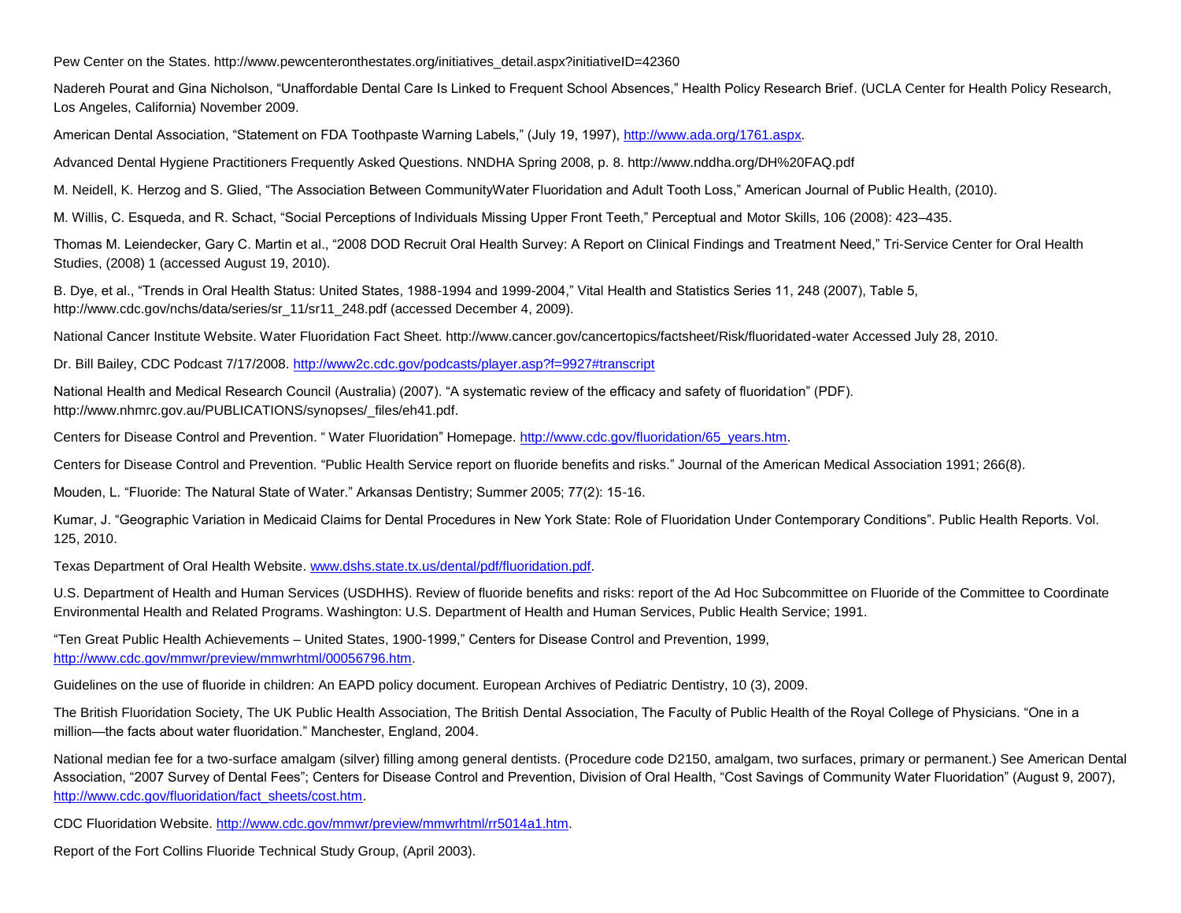Pew Center on the States. http://www.pewcenteronthestates.org/initiatives_detail.aspx?initiativeID=42360

Nadereh Pourat and Gina Nicholson, "Unaffordable Dental Care Is Linked to Frequent School Absences," Health Policy Research Brief. (UCLA Center for Health Policy Research, Los Angeles, California) November 2009.

American Dental Association, "Statement on FDA Toothpaste Warning Labels," (July 19, 1997), http://www.ada.org/1761.aspx.

Advanced Dental Hygiene Practitioners Frequently Asked Questions. NNDHA Spring 2008, p. 8. http://www.nddha.org/DH%20FAQ.pdf

M. Neidell, K. Herzog and S. Glied, "The Association Between CommunityWater Fluoridation and Adult Tooth Loss," American Journal of Public Health, (2010).

M. Willis, C. Esqueda, and R. Schact, "Social Perceptions of Individuals Missing Upper Front Teeth," Perceptual and Motor Skills, 106 (2008): 423–435.

Thomas M. Leiendecker, Gary C. Martin et al., "2008 DOD Recruit Oral Health Survey: A Report on Clinical Findings and Treatment Need," Tri-Service Center for Oral Health Studies, (2008) 1 (accessed August 19, 2010).

B. Dye, et al., "Trends in Oral Health Status: United States, 1988-1994 and 1999-2004," Vital Health and Statistics Series 11, 248 (2007), Table 5, http://www.cdc.gov/nchs/data/series/sr_11/sr11_248.pdf (accessed December 4, 2009).

National Cancer Institute Website. Water Fluoridation Fact Sheet. http://www.cancer.gov/cancertopics/factsheet/Risk/fluoridated-water Accessed July 28, 2010.

Dr. Bill Bailey, CDC Podcast 7/17/2008. http://www2c.cdc.gov/podcasts/player.asp?f=9927#transcript

National Health and Medical Research Council (Australia) (2007). "A systematic review of the efficacy and safety of fluoridation" (PDF). http://www.nhmrc.gov.au/PUBLICATIONS/synopses/_files/eh41.pdf.

Centers for Disease Control and Prevention. " Water Fluoridation" Homepage. http://www.cdc.gov/fluoridation/65_years.htm.

Centers for Disease Control and Prevention. "Public Health Service report on fluoride benefits and risks." Journal of the American Medical Association 1991; 266(8).

Mouden, L. "Fluoride: The Natural State of Water." Arkansas Dentistry; Summer 2005; 77(2): 15-16.

Kumar, J. "Geographic Variation in Medicaid Claims for Dental Procedures in New York State: Role of Fluoridation Under Contemporary Conditions". Public Health Reports. Vol. 125, 2010.

Texas Department of Oral Health Website. www.dshs.state.tx.us/dental/pdf/fluoridation.pdf.

U.S. Department of Health and Human Services (USDHHS). Review of fluoride benefits and risks: report of the Ad Hoc Subcommittee on Fluoride of the Committee to Coordinate Environmental Health and Related Programs. Washington: U.S. Department of Health and Human Services, Public Health Service; 1991.

"Ten Great Public Health Achievements – United States, 1900-1999," Centers for Disease Control and Prevention, 1999, http://www.cdc.gov/mmwr/preview/mmwrhtml/00056796.htm.

Guidelines on the use of fluoride in children: An EAPD policy document. European Archives of Pediatric Dentistry, 10 (3), 2009.

The British Fluoridation Society, The UK Public Health Association, The British Dental Association, The Faculty of Public Health of the Royal College of Physicians. "One in a million—the facts about water fluoridation." Manchester, England, 2004.

National median fee for a two-surface amalgam (silver) filling among general dentists. (Procedure code D2150, amalgam, two surfaces, primary or permanent.) See American Dental Association, "2007 Survey of Dental Fees"; Centers for Disease Control and Prevention, Division of Oral Health, "Cost Savings of Community Water Fluoridation" (August 9, 2007), http://www.cdc.gov/fluoridation/fact_sheets/cost.htm.

CDC Fluoridation Website. http://www.cdc.gov/mmwr/preview/mmwrhtml/rr5014a1.htm.

Report of the Fort Collins Fluoride Technical Study Group, (April 2003).